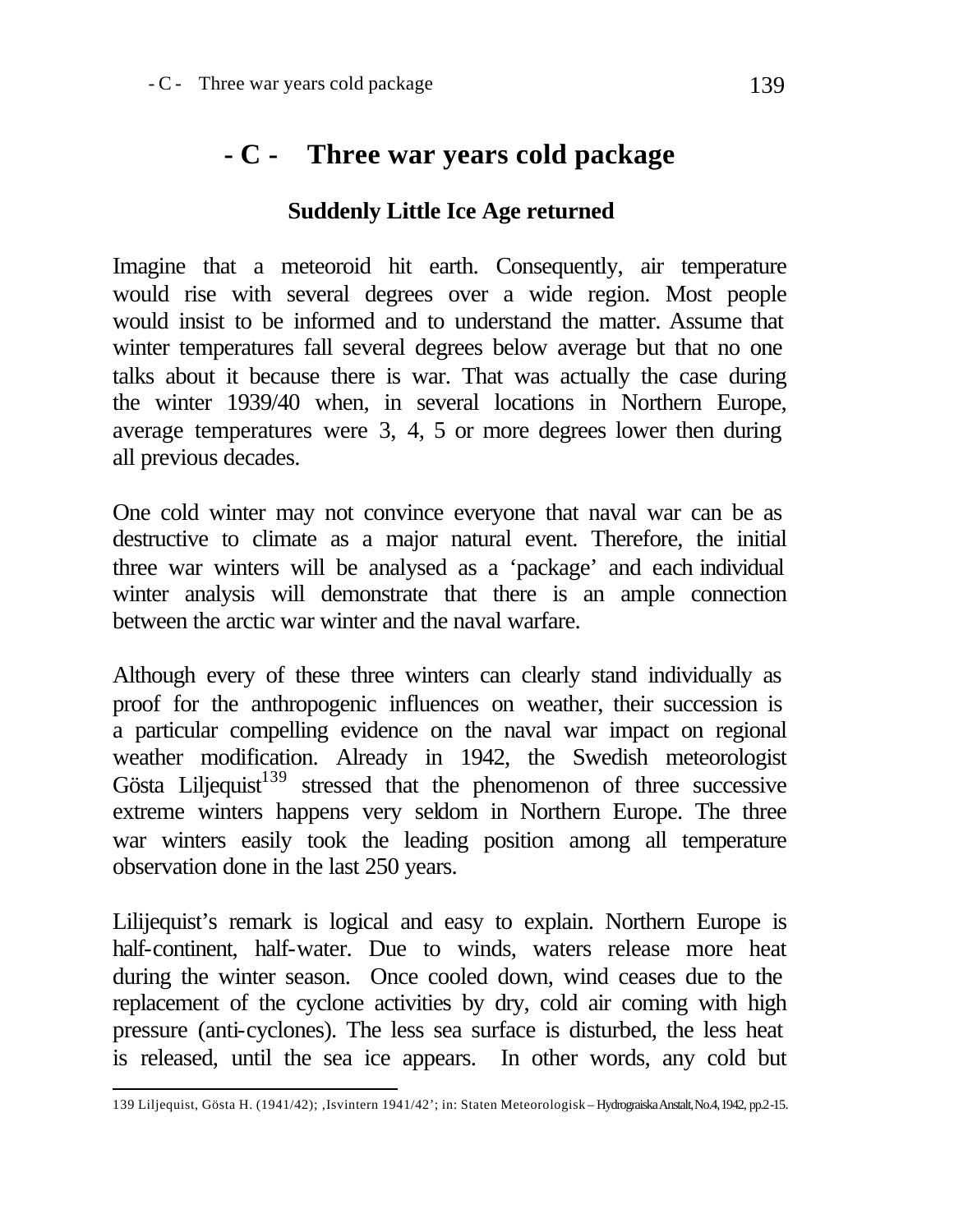# - C - Three war years cold package

## Suddenly Little Ice Age returned

Imagine that a meteoroid hit earth. Consequently, air temperature would rise with several degrees over a wide region. Most people would insist to be informed and to understand the matter. Assume that winter temperatures fall several degrees below average but that no one talks about it because there is war. That was actually the case during the winter 1939/40 when, in several locations in Northern Europe, average temperatures were 3, 4, 5 or more degrees lower then during all previous decades.

One cold winter may not convince everyone that naval war can be as destructive to climate as a major natural event. Therefore, the initial three war winters will be analysed as a 'package' and each individual winter analysis will demonstrate that there is an ample connection between the arctic war winter and the naval warfare.

Although every of these three winters can clearly stand individually as proof for the anthropogenic influences on weather, their succession is a particular compelling evidence on the naval war impact on regional weather modification. Already in 1942, the Swedish meteorologist Gösta Liljequist[139] stressed that the phenomenon of three successive extreme winters happens very seldom in Northern Europe. The three war winters easily took the leading position among all temperature observation done in the last 250 years.

Lilijequist's remark is logical and easy to explain. Northern Europe is half-continent, half-water. Due to winds, waters release more heat during the winter season. Once cooled down, wind ceases due to the replacement of the cyclone activities by dry, cold air coming with high pressure (anti-cyclones). The less sea surface is disturbed, the less heat is released, until the sea ice appears. In other words, any cold but

---

139 Liljequist, Gösta H. (1941/42); ‚Isvintern 1941/42'; in: Staten Meteorologisk – Hydrograiska Anstalt, No.4, 1942, pp.2-15.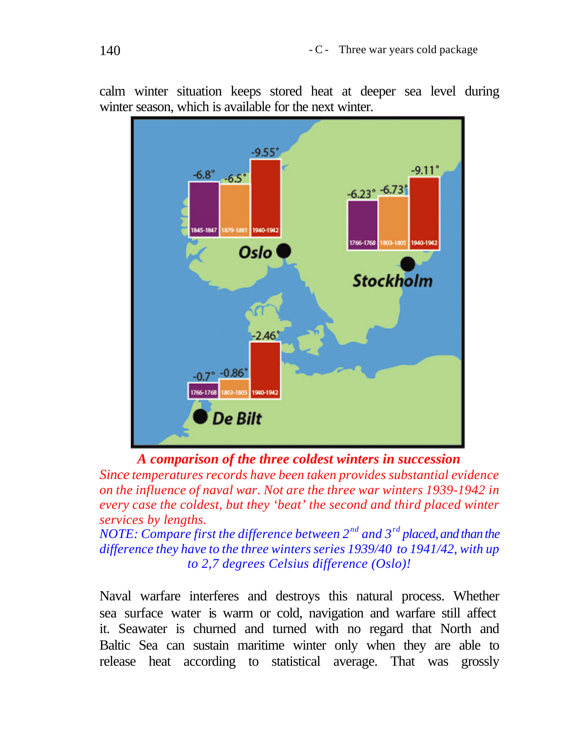calm winter situation keeps stored heat at deeper sea level during winter season, which is available for the next winter.

***A comparison of the three coldest winters in succession***

*Since temperatures records have been taken provides substantial evidence on the influence of naval war. Not are the three war winters 1939-1942 in every case the coldest, but they 'beat' the second and third placed winter services by lengths.*

*NOTE: Compare first the difference between 2nd and 3rd placed, and than the difference they have to the three winters series 1939/40 to 1941/42, with up to 2,7 degrees Celsius difference (Oslo)!*

Naval warfare interferes and destroys this natural process. Whether sea surface water is warm or cold, navigation and warfare still affect it. Seawater is churned and turned with no regard that North and Baltic Sea can sustain maritime winter only when they are able to release heat according to statistical average. That was grossly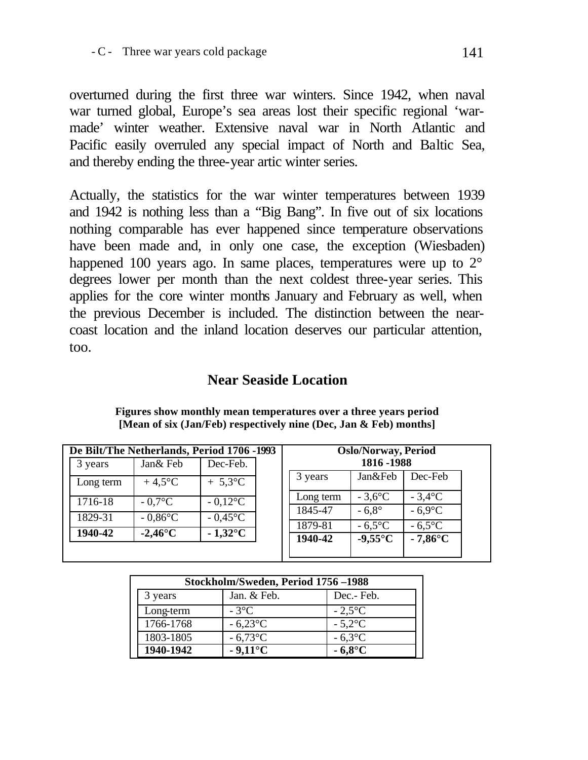overturned during the first three war winters. Since 1942, when naval war turned global, Europe's sea areas lost their specific regional 'war-made' winter weather. Extensive naval war in North Atlantic and Pacific easily overruled any special impact of North and Baltic Sea, and thereby ending the three-year artic winter series.

Actually, the statistics for the war winter temperatures between 1939 and 1942 is nothing less than a "Big Bang". In five out of six locations nothing comparable has ever happened since temperature observations have been made and, in only one case, the exception (Wiesbaden) happened 100 years ago. In same places, temperatures were up to 2° degrees lower per month than the next coldest three-year series. This applies for the core winter months January and February as well, when the previous December is included. The distinction between the near-coast location and the inland location deserves our particular attention, too.

## Near Seaside Location

**Figures show monthly mean temperatures over a three years period [Mean of six (Jan/Feb) respectively nine (Dec, Jan & Feb) months]**

**De Bilt/The Netherlands, Period 1706 -1993**

| 3 years | Jan& Feb | Dec-Feb. |
|---|---|---|
| Long term | + 4,5°C | + 5,3°C |
| 1716-18 | - 0,7°C | - 0,12°C |
| 1829-31 | - 0,86°C | - 0,45°C |
| **1940-42** | **-2,46°C** | **- 1,32°C** |

**Oslo/Norway, Period 1816 -1988**

| 3 years | Jan&Feb | Dec-Feb |
|---|---|---|
| Long term | - 3,6°C | - 3,4°C |
| 1845-47 | - 6,8° | - 6,9°C |
| 1879-81 | - 6,5°C | - 6,5°C |
| **1940-42** | **-9,55°C** | **- 7,86°C** |

**Stockholm/Sweden, Period 1756 –1988**

| 3 years | Jan. & Feb. | Dec.- Feb. |
|---|---|---|
| Long-term | - 3°C | - 2,5°C |
| 1766-1768 | - 6,23°C | - 5,2°C |
| 1803-1805 | - 6,73°C | - 6,3°C |
| **1940-1942** | **- 9,11°C** | **- 6,8°C** |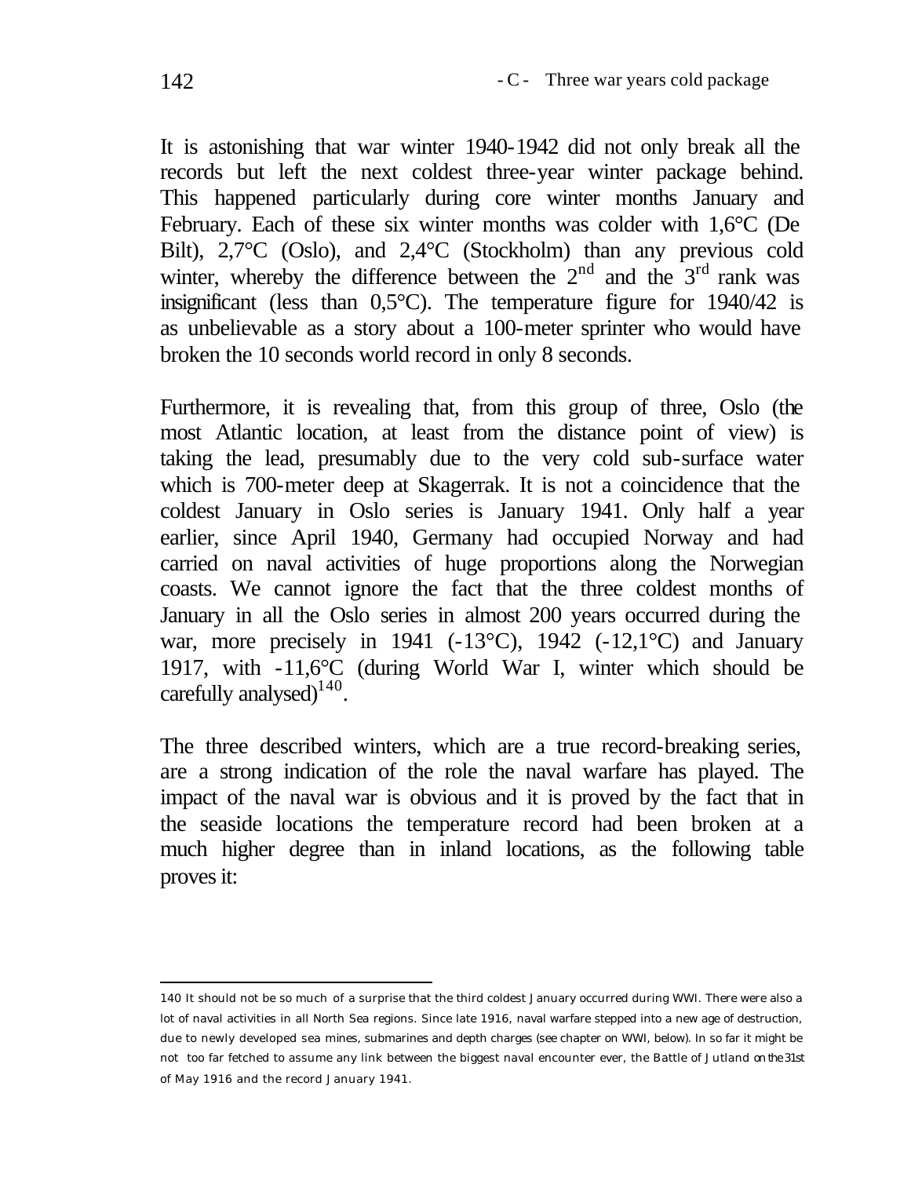It is astonishing that war winter 1940-1942 did not only break all the records but left the next coldest three-year winter package behind. This happened particularly during core winter months January and February. Each of these six winter months was colder with 1,6°C (De Bilt), 2,7°C (Oslo), and 2,4°C (Stockholm) than any previous cold winter, whereby the difference between the 2$^{nd}$ and the 3$^{rd}$ rank was insignificant (less than 0,5°C). The temperature figure for 1940/42 is as unbelievable as a story about a 100-meter sprinter who would have broken the 10 seconds world record in only 8 seconds.

Furthermore, it is revealing that, from this group of three, Oslo (the most Atlantic location, at least from the distance point of view) is taking the lead, presumably due to the very cold sub-surface water which is 700-meter deep at Skagerrak. It is not a coincidence that the coldest January in Oslo series is January 1941. Only half a year earlier, since April 1940, Germany had occupied Norway and had carried on naval activities of huge proportions along the Norwegian coasts. We cannot ignore the fact that the three coldest months of January in all the Oslo series in almost 200 years occurred during the war, more precisely in 1941 (-13°C), 1942 (-12,1°C) and January 1917, with -11,6°C (during World War I, winter which should be carefully analysed)[140].

The three described winters, which are a true record-breaking series, are a strong indication of the role the naval warfare has played. The impact of the naval war is obvious and it is proved by the fact that in the seaside locations the temperature record had been broken at a much higher degree than in inland locations, as the following table proves it:

---

140 It should not be so much of a surprise that the third coldest January occurred during WWI. There were also a lot of naval activities in all North Sea regions. Since late 1916, naval warfare stepped into a new age of destruction, due to newly developed sea mines, submarines and depth charges (see chapter on WWI, below). In so far it might be not too far fetched to assume any link between the biggest naval encounter ever, the Battle of Jutland on the 31st of May 1916 and the record January 1941.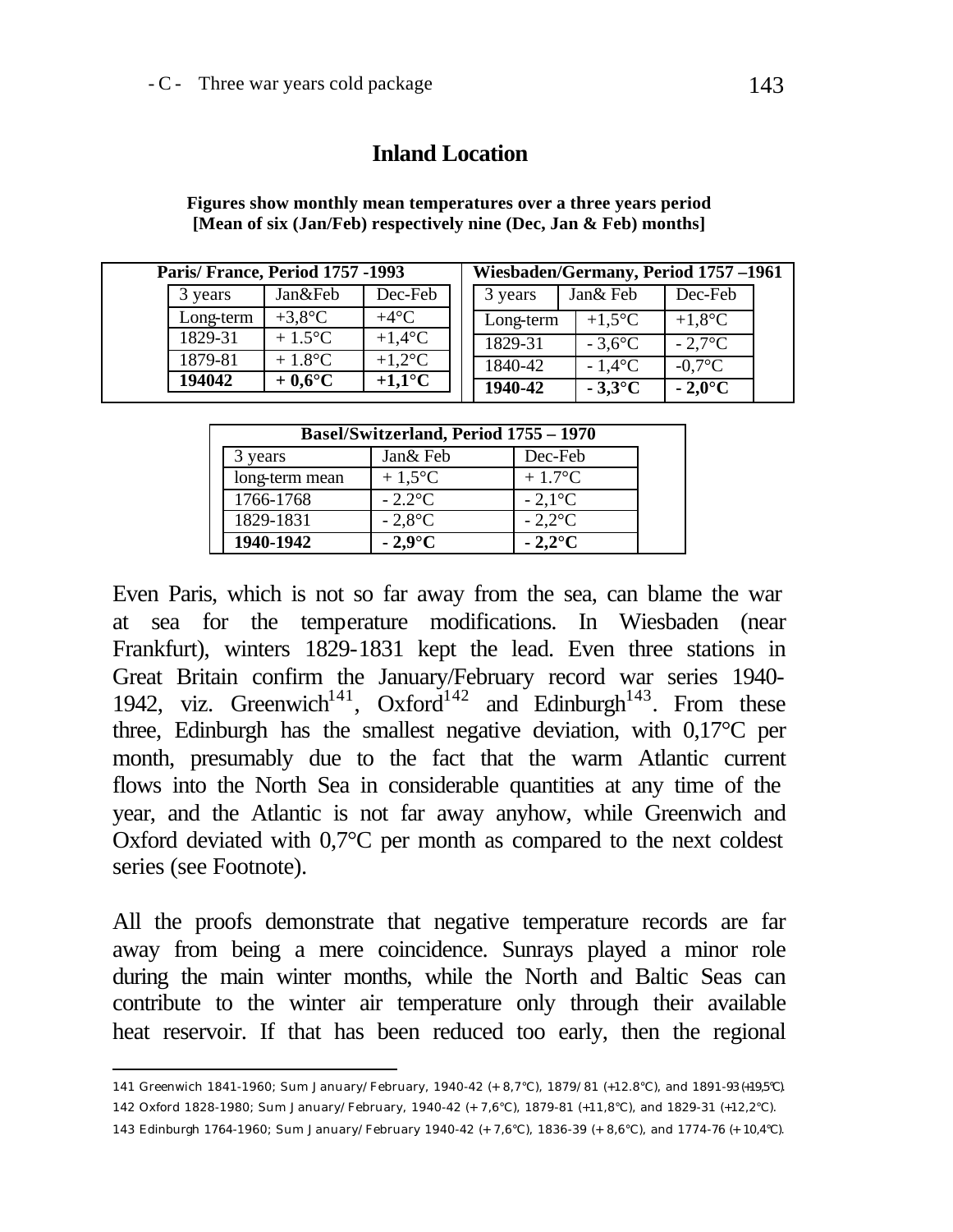## Inland Location

**Figures show monthly mean temperatures over a three years period [Mean of six (Jan/Feb) respectively nine (Dec, Jan & Feb) months]**

| Paris/ France, Period 1757 -1993 | | |
|---|---|---|
| 3 years | Jan&Feb | Dec-Feb |
| Long-term | +3,8°C | +4°C |
| 1829-31 | + 1.5°C | +1,4°C |
| 1879-81 | + 1.8°C | +1,2°C |
| **194042** | **+ 0,6°C** | **+1,1°C** |

| Wiesbaden/Germany, Period 1757 –1961 | | |
|---|---|---|
| 3 years | Jan& Feb | Dec-Feb |
| Long-term | +1,5°C | +1,8°C |
| 1829-31 | - 3,6°C | - 2,7°C |
| 1840-42 | - 1,4°C | -0,7°C |
| **1940-42** | **- 3,3°C** | **- 2,0°C** |

| Basel/Switzerland, Period 1755 – 1970 | | |
|---|---|---|
| 3 years | Jan& Feb | Dec-Feb |
| long-term mean | + 1,5°C | + 1.7°C |
| 1766-1768 | - 2.2°C | - 2,1°C |
| 1829-1831 | - 2,8°C | - 2,2°C |
| **1940-1942** | **- 2,9°C** | **- 2,2°C** |

Even Paris, which is not so far away from the sea, can blame the war at sea for the temperature modifications. In Wiesbaden (near Frankfurt), winters 1829-1831 kept the lead. Even three stations in Great Britain confirm the January/February record war series 1940-1942, viz. Greenwich[141], Oxford[142] and Edinburgh[143]. From these three, Edinburgh has the smallest negative deviation, with 0,17°C per month, presumably due to the fact that the warm Atlantic current flows into the North Sea in considerable quantities at any time of the year, and the Atlantic is not far away anyhow, while Greenwich and Oxford deviated with 0,7°C per month as compared to the next coldest series (see Footnote).

All the proofs demonstrate that negative temperature records are far away from being a mere coincidence. Sunrays played a minor role during the main winter months, while the North and Baltic Seas can contribute to the winter air temperature only through their available heat reservoir. If that has been reduced too early, then the regional

---

141 Greenwich 1841-1960; Sum January/February, 1940-42 (+ 8,7°C), 1879/81 (+12.8°C), and 1891-93 (+19,5°C).

142 Oxford 1828-1980; Sum January/February, 1940-42 (+ 7,6°C), 1879-81 (+11,8°C), and 1829-31 (+12,2°C).

143 Edinburgh 1764-1960; Sum January/February 1940-42 (+ 7,6°C), 1836-39 (+ 8,6°C), and 1774-76 (+ 10,4°C).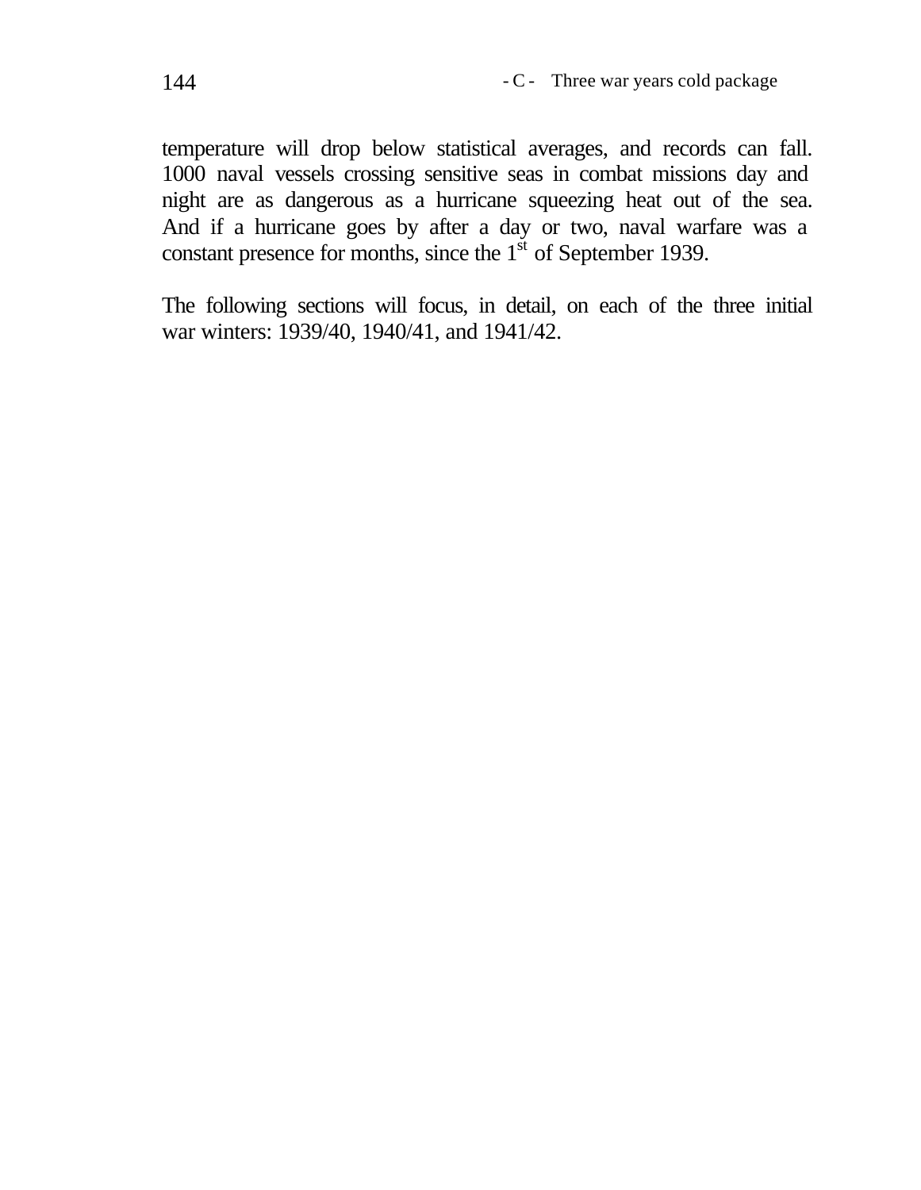temperature will drop below statistical averages, and records can fall. 1000 naval vessels crossing sensitive seas in combat missions day and night are as dangerous as a hurricane squeezing heat out of the sea. And if a hurricane goes by after a day or two, naval warfare was a constant presence for months, since the 1st of September 1939.

The following sections will focus, in detail, on each of the three initial war winters: 1939/40, 1940/41, and 1941/42.